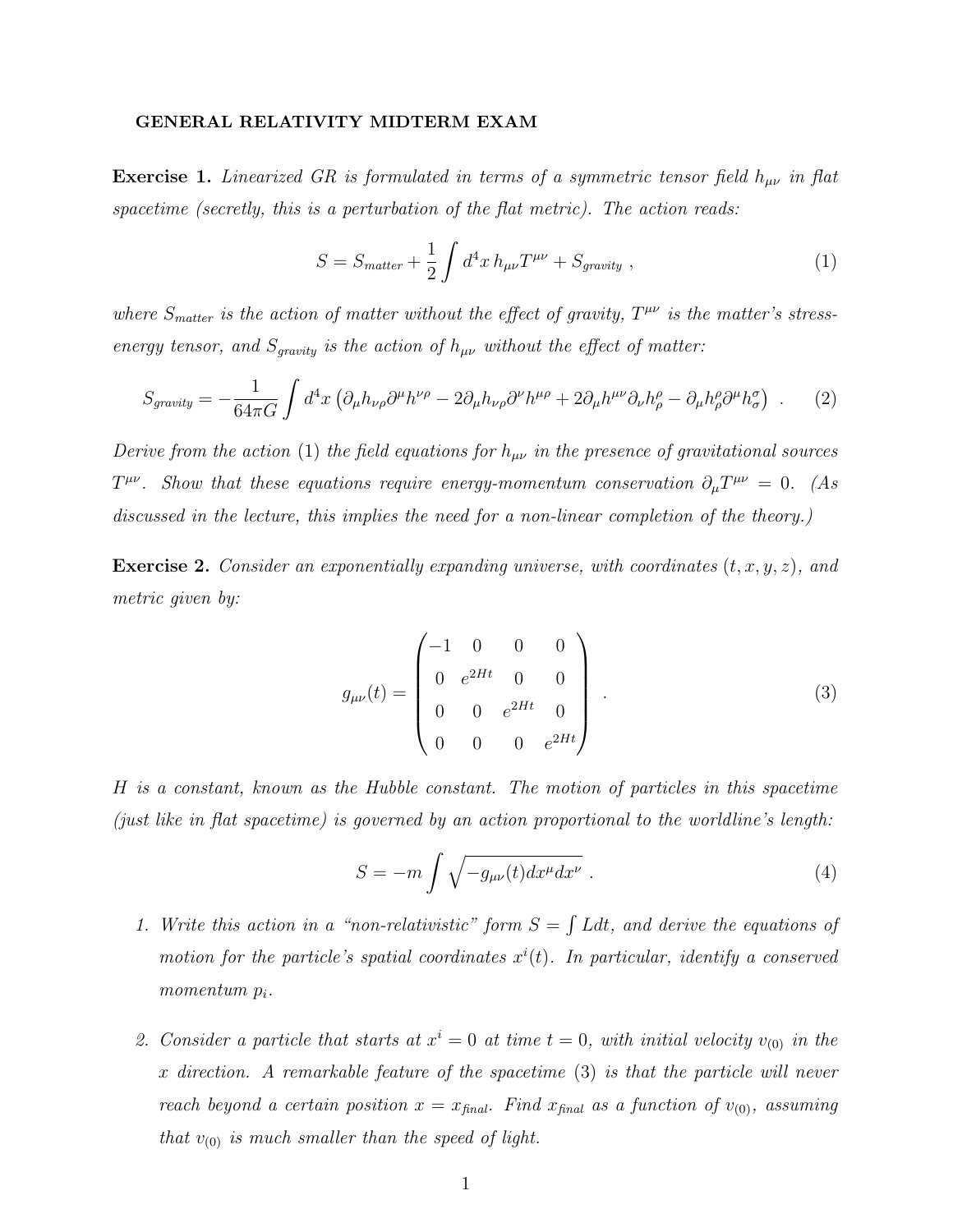**GENERAL RELATIVITY MIDTERM EXAM**

**Exercise 1.** *Linearized GR is formulated in terms of a symmetric tensor field $h_{\mu\nu}$ in flat spacetime (secretly, this is a perturbation of the flat metric). The action reads:*

$$S = S_{matter} + \frac{1}{2}\int d^4x\, h_{\mu\nu}T^{\mu\nu} + S_{gravity} \ , \tag{1}$$

*where $S_{matter}$ is the action of matter without the effect of gravity, $T^{\mu\nu}$ is the matter's stress-energy tensor, and $S_{gravity}$ is the action of $h_{\mu\nu}$ without the effect of matter:*

$$S_{gravity} = -\frac{1}{64\pi G}\int d^4x \left(\partial_\mu h_{\nu\rho}\partial^\mu h^{\nu\rho} - 2\partial_\mu h_{\nu\rho}\partial^\nu h^{\mu\rho} + 2\partial_\mu h^{\mu\nu}\partial_\nu h^\rho_\rho - \partial_\mu h^\rho_\rho \partial^\mu h^\sigma_\sigma\right) \ . \tag{2}$$

*Derive from the action (1) the field equations for $h_{\mu\nu}$ in the presence of gravitational sources $T^{\mu\nu}$. Show that these equations require energy-momentum conservation $\partial_\mu T^{\mu\nu} = 0$. (As discussed in the lecture, this implies the need for a non-linear completion of the theory.)*

**Exercise 2.** *Consider an exponentially expanding universe, with coordinates $(t, x, y, z)$, and metric given by:*

$$g_{\mu\nu}(t) = \begin{pmatrix} -1 & 0 & 0 & 0 \\ 0 & e^{2Ht} & 0 & 0 \\ 0 & 0 & e^{2Ht} & 0 \\ 0 & 0 & 0 & e^{2Ht} \end{pmatrix} \ . \tag{3}$$

*$H$ is a constant, known as the Hubble constant. The motion of particles in this spacetime (just like in flat spacetime) is governed by an action proportional to the worldline's length:*

$$S = -m\int \sqrt{-g_{\mu\nu}(t)dx^\mu dx^\nu} \ . \tag{4}$$

1. *Write this action in a "non-relativistic" form $S = \int L dt$, and derive the equations of motion for the particle's spatial coordinates $x^i(t)$. In particular, identify a conserved momentum $p_i$.*

2. *Consider a particle that starts at $x^i = 0$ at time $t = 0$, with initial velocity $v_{(0)}$ in the $x$ direction. A remarkable feature of the spacetime (3) is that the particle will never reach beyond a certain position $x = x_{final}$. Find $x_{final}$ as a function of $v_{(0)}$, assuming that $v_{(0)}$ is much smaller than the speed of light.*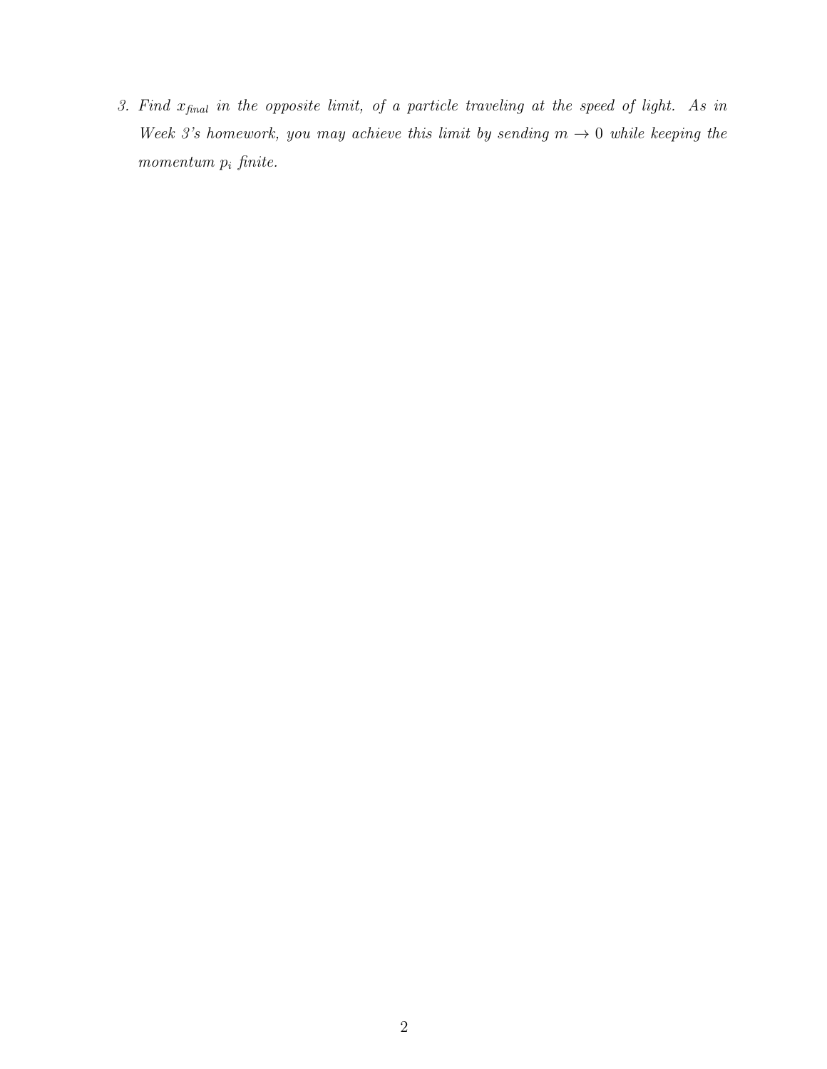3. *Find $x_{final}$ in the opposite limit, of a particle traveling at the speed of light. As in Week 3's homework, you may achieve this limit by sending $m \to 0$ while keeping the momentum $p_i$ finite.*